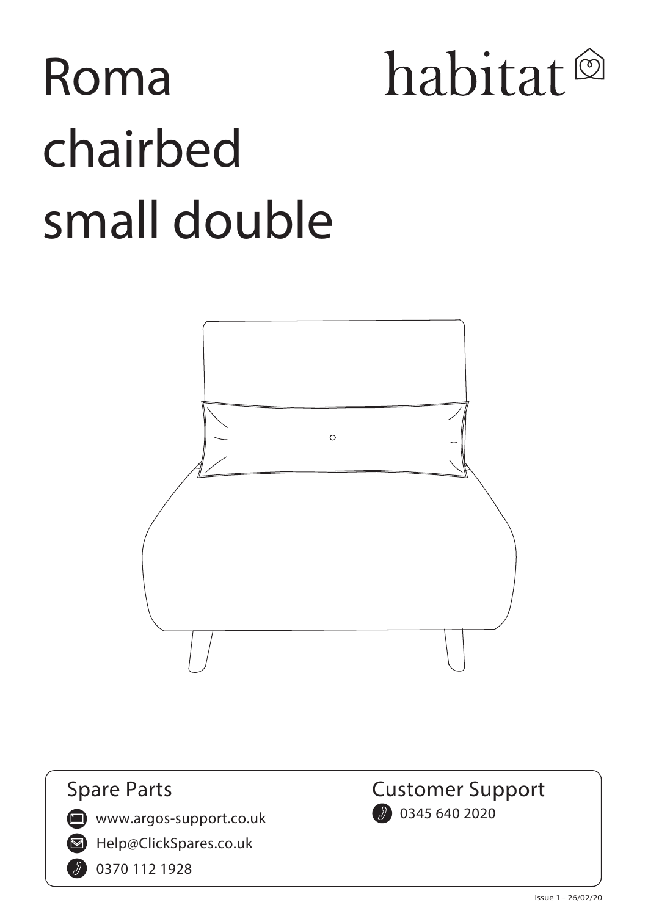# Roma chairbed small double

habitat

## Spare Parts

www.argos-support.co.uk

Help@ClickSpares.co.uk

0370 112 1928

## Customer Support

0345 640 2020

Issue 1 - 26/02/20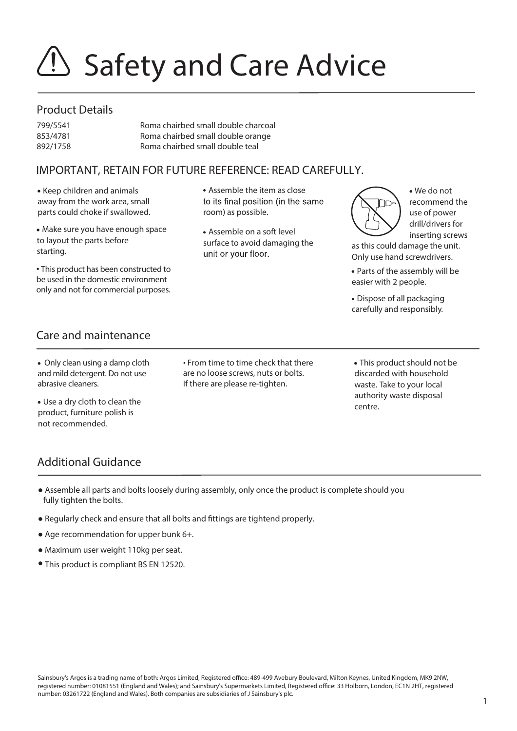# Safety and Care Advice

## Product Details

| | |
|---|---|
| 799/5541 | Roma chairbed small double charcoal |
| 853/4781 | Roma chairbed small double orange |
| 892/1758 | Roma chairbed small double teal |

## IMPORTANT, RETAIN FOR FUTURE REFERENCE: READ CAREFULLY.

- Keep children and animals away from the work area, small parts could choke if swallowed.
- Make sure you have enough space to layout the parts before starting.
- This product has been constructed to be used in the domestic environment only and not for commercial purposes.
- Assemble the item as close to its final position (in the same room) as possible.
- Assemble on a soft level surface to avoid damaging the unit or your floor.
- We do not recommend the use of power drill/drivers for inserting screws as this could damage the unit. Only use hand screwdrivers.
- Parts of the assembly will be easier with 2 people.
- Dispose of all packaging carefully and responsibly.

## Care and maintenance

- Only clean using a damp cloth and mild detergent. Do not use abrasive cleaners.
- Use a dry cloth to clean the product, furniture polish is not recommended.
- From time to time check that there are no loose screws, nuts or bolts. If there are please re-tighten.
- This product should not be discarded with household waste. Take to your local authority waste disposal centre.

## Additional Guidance

- Assemble all parts and bolts loosely during assembly, only once the product is complete should you fully tighten the bolts.
- Regularly check and ensure that all bolts and fittings are tightend properly.
- Age recommendation for upper bunk 6+.
- Maximum user weight 110kg per seat.
- This product is compliant BS EN 12520.

Sainsbury's Argos is a trading name of both: Argos Limited, Registered office: 489-499 Avebury Boulevard, Milton Keynes, United Kingdom, MK9 2NW, registered number: 01081551 (England and Wales); and Sainsbury's Supermarkets Limited, Registered office: 33 Holborn, London, EC1N 2HT, registered number: 03261722 (England and Wales). Both companies are subsidiaries of J Sainsbury's plc.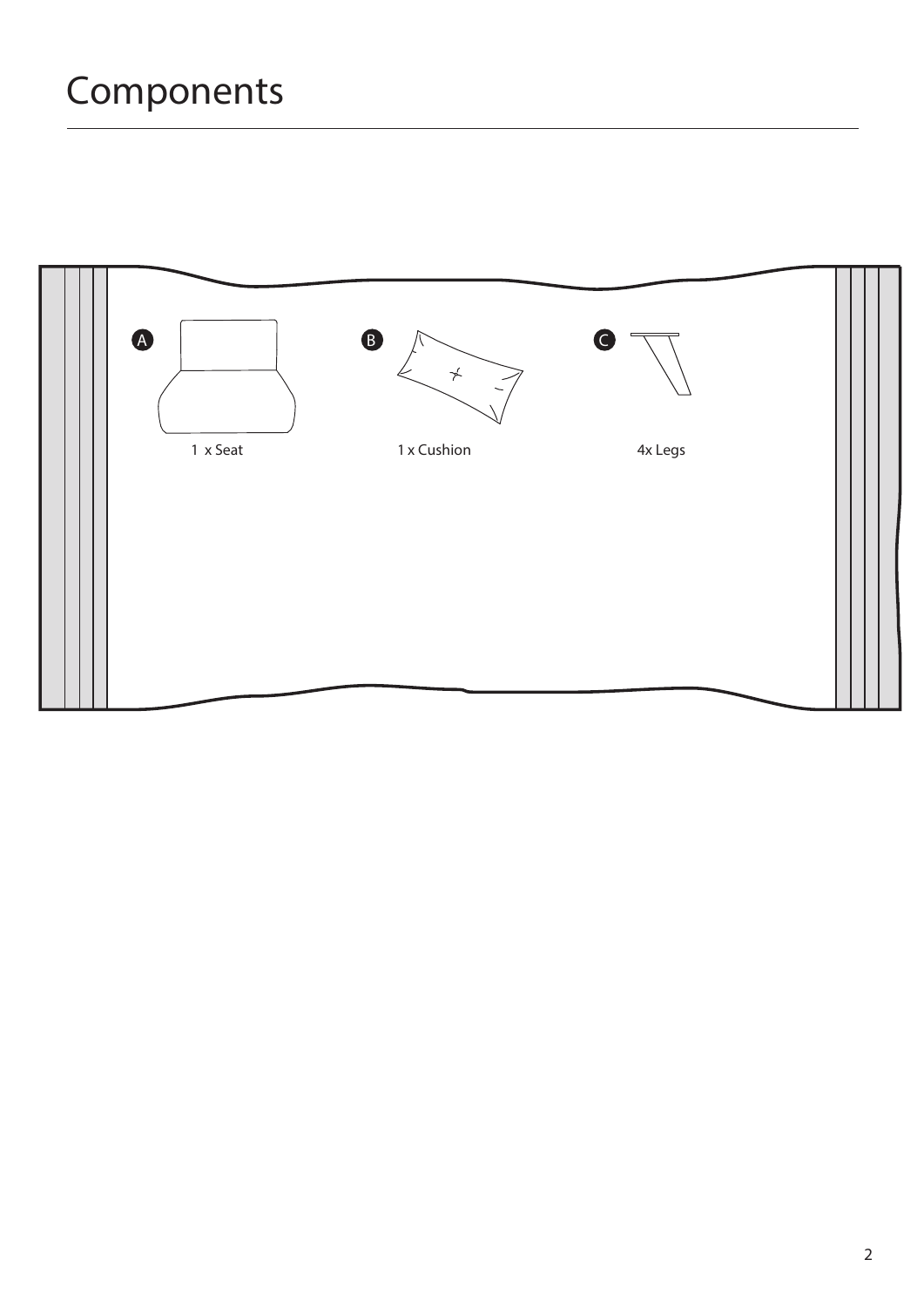# Components

A 1 x Seat

B 1 x Cushion

C 4x Legs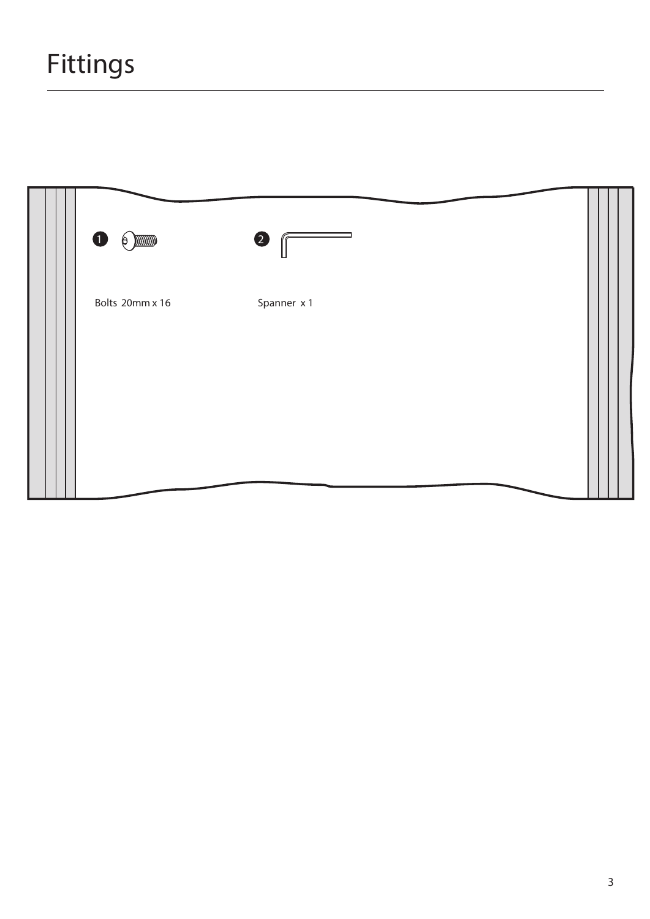# Fittings

1 Bolts 20mm x 16

2 Spanner x 1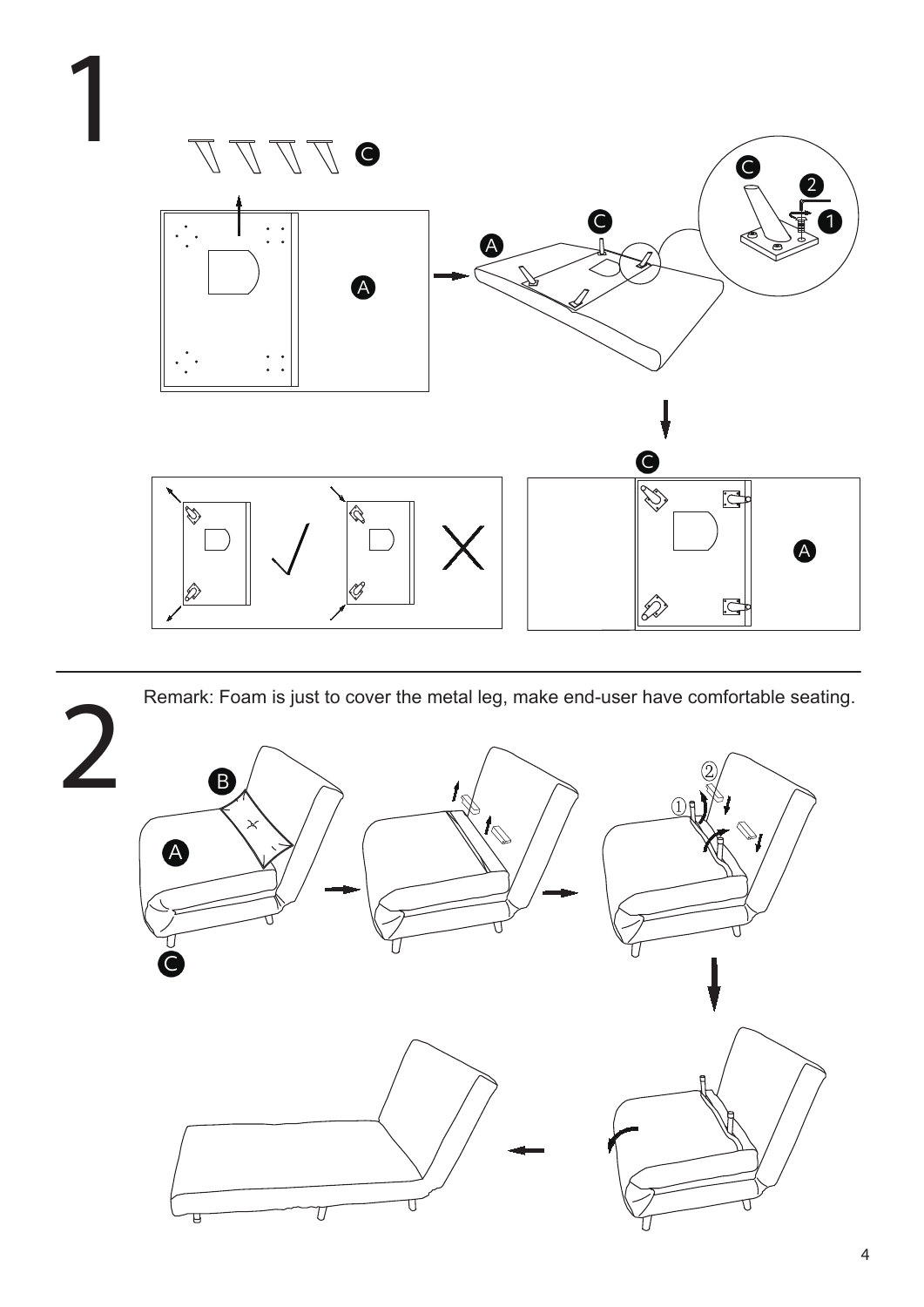1

2

Remark: Foam is just to cover the metal leg, make end-user have comfortable seating.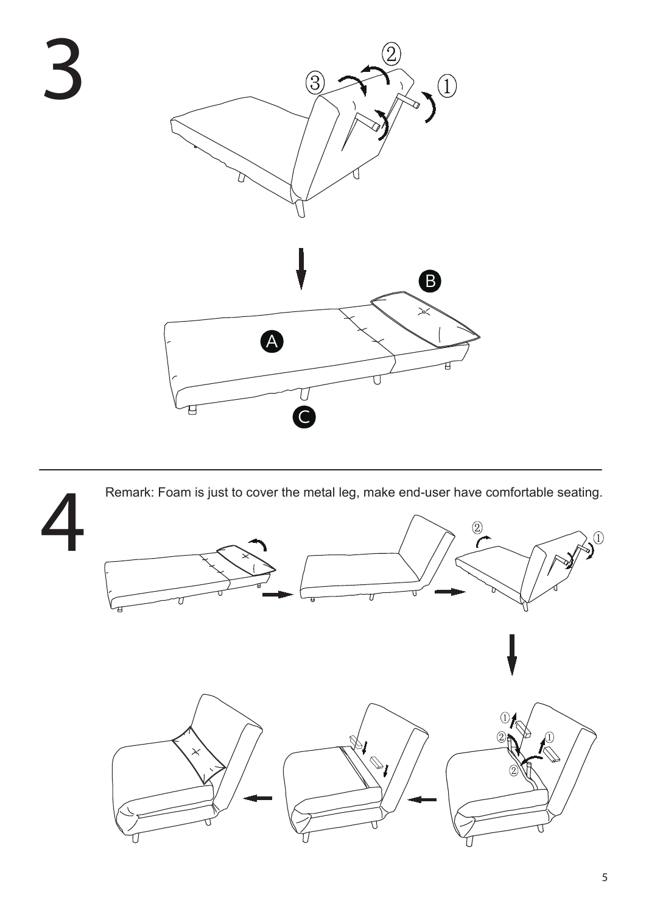# 3

# 4

Remark: Foam is just to cover the metal leg, make end-user have comfortable seating.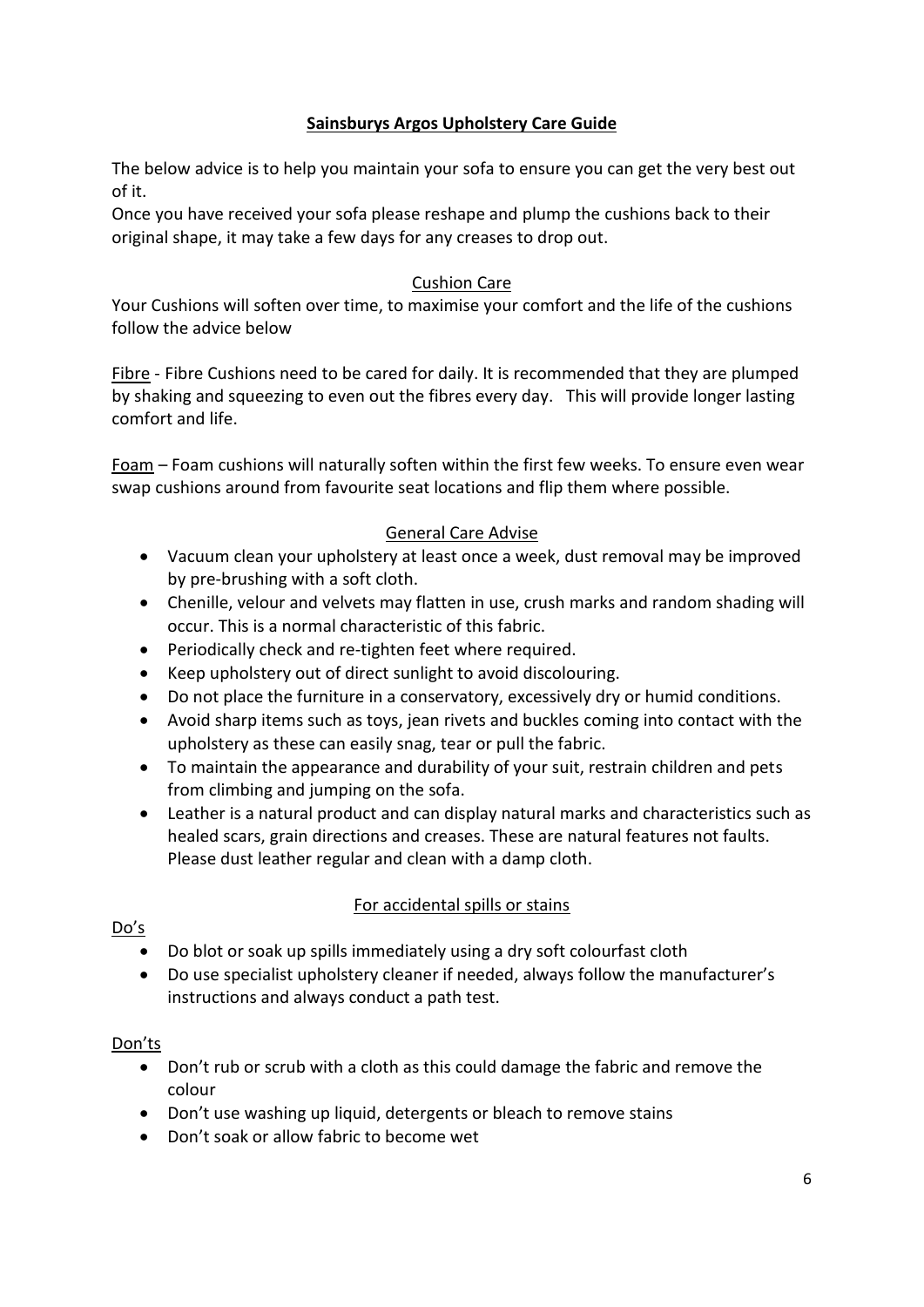# Sainsburys Argos Upholstery Care Guide

The below advice is to help you maintain your sofa to ensure you can get the very best out of it.
Once you have received your sofa please reshape and plump the cushions back to their original shape, it may take a few days for any creases to drop out.

## Cushion Care

Your Cushions will soften over time, to maximise your comfort and the life of the cushions follow the advice below

Fibre - Fibre Cushions need to be cared for daily. It is recommended that they are plumped by shaking and squeezing to even out the fibres every day. This will provide longer lasting comfort and life.

Foam – Foam cushions will naturally soften within the first few weeks. To ensure even wear swap cushions around from favourite seat locations and flip them where possible.

## General Care Advise

- Vacuum clean your upholstery at least once a week, dust removal may be improved by pre-brushing with a soft cloth.
- Chenille, velour and velvets may flatten in use, crush marks and random shading will occur. This is a normal characteristic of this fabric.
- Periodically check and re-tighten feet where required.
- Keep upholstery out of direct sunlight to avoid discolouring.
- Do not place the furniture in a conservatory, excessively dry or humid conditions.
- Avoid sharp items such as toys, jean rivets and buckles coming into contact with the upholstery as these can easily snag, tear or pull the fabric.
- To maintain the appearance and durability of your suit, restrain children and pets from climbing and jumping on the sofa.
- Leather is a natural product and can display natural marks and characteristics such as healed scars, grain directions and creases. These are natural features not faults. Please dust leather regular and clean with a damp cloth.

## For accidental spills or stains

Do's

- Do blot or soak up spills immediately using a dry soft colourfast cloth
- Do use specialist upholstery cleaner if needed, always follow the manufacturer's instructions and always conduct a path test.

Don'ts

- Don't rub or scrub with a cloth as this could damage the fabric and remove the colour
- Don't use washing up liquid, detergents or bleach to remove stains
- Don't soak or allow fabric to become wet